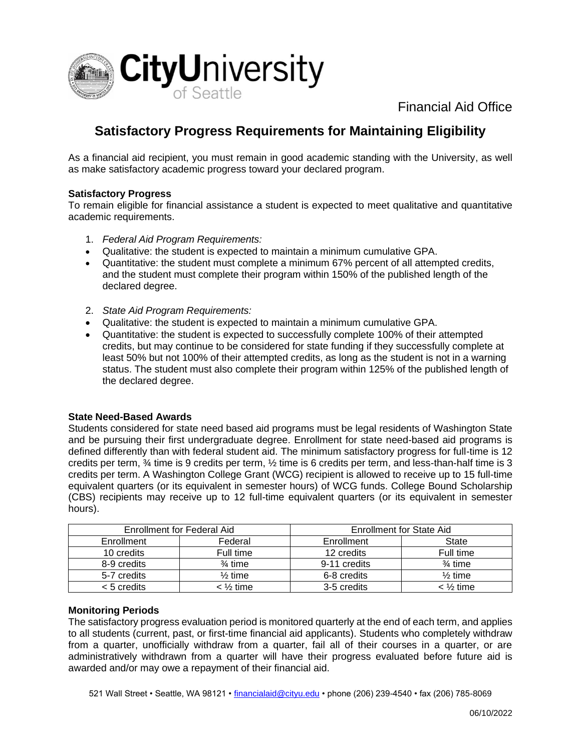CityUniversity of Seattle

Financial Aid Office

# Satisfactory Progress Requirements for Maintaining Eligibility

As a financial aid recipient, you must remain in good academic standing with the University, as well as make satisfactory academic progress toward your declared program.

**Satisfactory Progress**

To remain eligible for financial assistance a student is expected to meet qualitative and quantitative academic requirements.

1. *Federal Aid Program Requirements:*

- Qualitative: the student is expected to maintain a minimum cumulative GPA.
- Quantitative: the student must complete a minimum 67% percent of all attempted credits, and the student must complete their program within 150% of the published length of the declared degree.

2. *State Aid Program Requirements:*

- Qualitative: the student is expected to maintain a minimum cumulative GPA.
- Quantitative: the student is expected to successfully complete 100% of their attempted credits, but may continue to be considered for state funding if they successfully complete at least 50% but not 100% of their attempted credits, as long as the student is not in a warning status. The student must also complete their program within 125% of the published length of the declared degree.

**State Need-Based Awards**

Students considered for state need based aid programs must be legal residents of Washington State and be pursuing their first undergraduate degree. Enrollment for state need-based aid programs is defined differently than with federal student aid. The minimum satisfactory progress for full-time is 12 credits per term, ¾ time is 9 credits per term, ½ time is 6 credits per term, and less-than-half time is 3 credits per term. A Washington College Grant (WCG) recipient is allowed to receive up to 15 full-time equivalent quarters (or its equivalent in semester hours) of WCG funds. College Bound Scholarship (CBS) recipients may receive up to 12 full-time equivalent quarters (or its equivalent in semester hours).

| Enrollment for Federal Aid | | Enrollment for State Aid | |
|---|---|---|---|
| Enrollment | Federal | Enrollment | State |
| 10 credits | Full time | 12 credits | Full time |
| 8-9 credits | ¾ time | 9-11 credits | ¾ time |
| 5-7 credits | ½ time | 6-8 credits | ½ time |
| < 5 credits | < ½ time | 3-5 credits | < ½ time |

**Monitoring Periods**

The satisfactory progress evaluation period is monitored quarterly at the end of each term, and applies to all students (current, past, or first-time financial aid applicants). Students who completely withdraw from a quarter, unofficially withdraw from a quarter, fail all of their courses in a quarter, or are administratively withdrawn from a quarter will have their progress evaluated before future aid is awarded and/or may owe a repayment of their financial aid.

521 Wall Street • Seattle, WA 98121 • financialaid@cityu.edu • phone (206) 239-4540 • fax (206) 785-8069

06/10/2022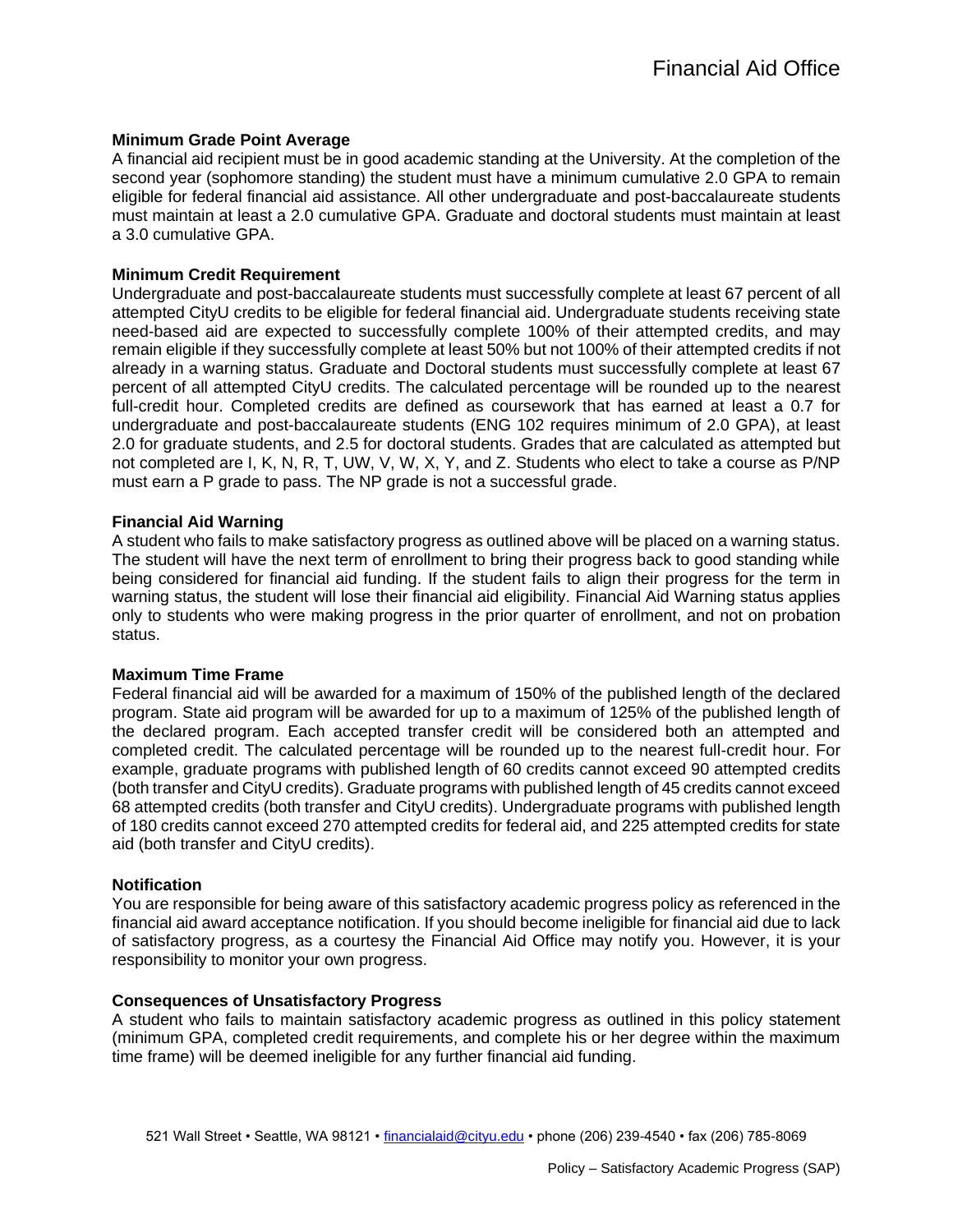### Minimum Grade Point Average

A financial aid recipient must be in good academic standing at the University. At the completion of the second year (sophomore standing) the student must have a minimum cumulative 2.0 GPA to remain eligible for federal financial aid assistance. All other undergraduate and post-baccalaureate students must maintain at least a 2.0 cumulative GPA. Graduate and doctoral students must maintain at least a 3.0 cumulative GPA.

### Minimum Credit Requirement

Undergraduate and post-baccalaureate students must successfully complete at least 67 percent of all attempted CityU credits to be eligible for federal financial aid. Undergraduate students receiving state need-based aid are expected to successfully complete 100% of their attempted credits, and may remain eligible if they successfully complete at least 50% but not 100% of their attempted credits if not already in a warning status. Graduate and Doctoral students must successfully complete at least 67 percent of all attempted CityU credits. The calculated percentage will be rounded up to the nearest full-credit hour. Completed credits are defined as coursework that has earned at least a 0.7 for undergraduate and post-baccalaureate students (ENG 102 requires minimum of 2.0 GPA), at least 2.0 for graduate students, and 2.5 for doctoral students. Grades that are calculated as attempted but not completed are I, K, N, R, T, UW, V, W, X, Y, and Z. Students who elect to take a course as P/NP must earn a P grade to pass. The NP grade is not a successful grade.

### Financial Aid Warning

A student who fails to make satisfactory progress as outlined above will be placed on a warning status. The student will have the next term of enrollment to bring their progress back to good standing while being considered for financial aid funding. If the student fails to align their progress for the term in warning status, the student will lose their financial aid eligibility. Financial Aid Warning status applies only to students who were making progress in the prior quarter of enrollment, and not on probation status.

### Maximum Time Frame

Federal financial aid will be awarded for a maximum of 150% of the published length of the declared program. State aid program will be awarded for up to a maximum of 125% of the published length of the declared program. Each accepted transfer credit will be considered both an attempted and completed credit. The calculated percentage will be rounded up to the nearest full-credit hour. For example, graduate programs with published length of 60 credits cannot exceed 90 attempted credits (both transfer and CityU credits). Graduate programs with published length of 45 credits cannot exceed 68 attempted credits (both transfer and CityU credits). Undergraduate programs with published length of 180 credits cannot exceed 270 attempted credits for federal aid, and 225 attempted credits for state aid (both transfer and CityU credits).

### Notification

You are responsible for being aware of this satisfactory academic progress policy as referenced in the financial aid award acceptance notification. If you should become ineligible for financial aid due to lack of satisfactory progress, as a courtesy the Financial Aid Office may notify you. However, it is your responsibility to monitor your own progress.

### Consequences of Unsatisfactory Progress

A student who fails to maintain satisfactory academic progress as outlined in this policy statement (minimum GPA, completed credit requirements, and complete his or her degree within the maximum time frame) will be deemed ineligible for any further financial aid funding.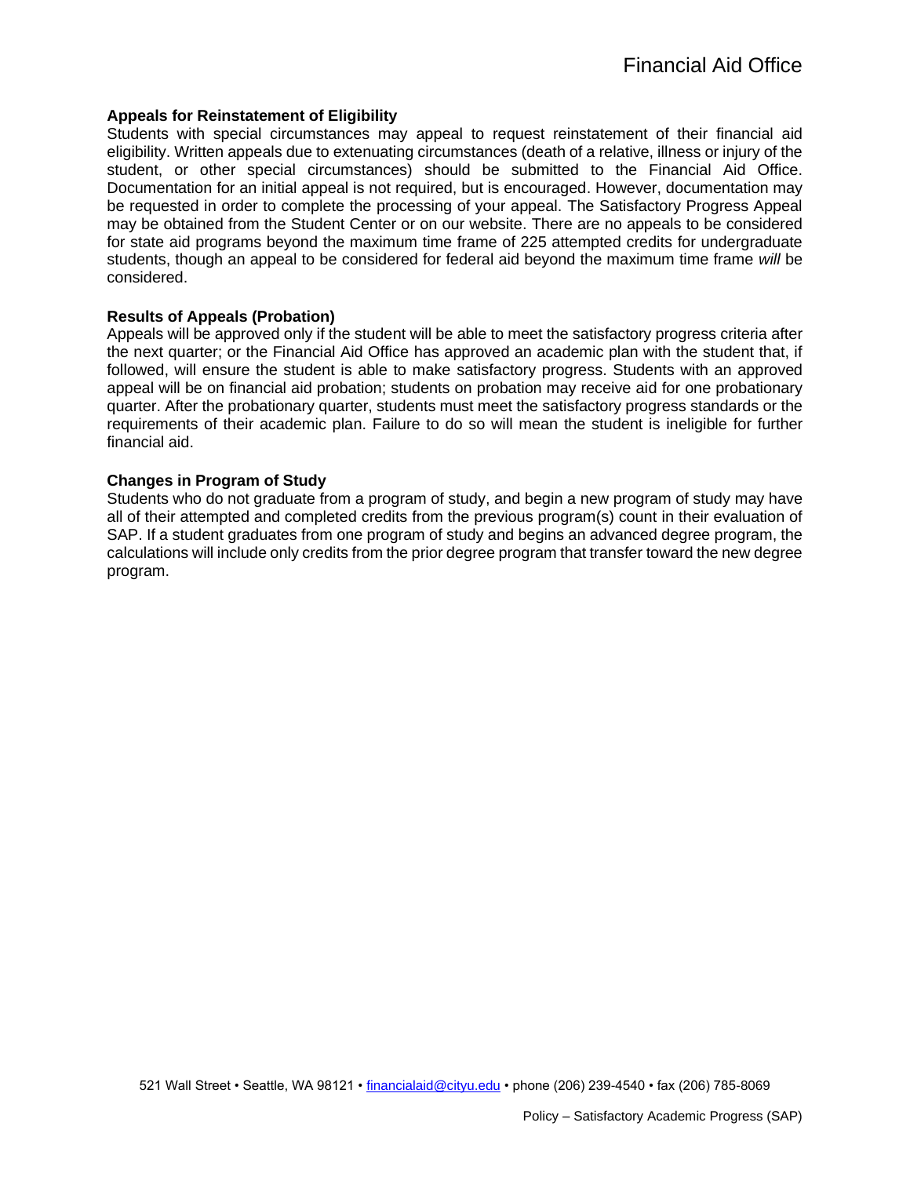### Appeals for Reinstatement of Eligibility

Students with special circumstances may appeal to request reinstatement of their financial aid eligibility. Written appeals due to extenuating circumstances (death of a relative, illness or injury of the student, or other special circumstances) should be submitted to the Financial Aid Office. Documentation for an initial appeal is not required, but is encouraged. However, documentation may be requested in order to complete the processing of your appeal. The Satisfactory Progress Appeal may be obtained from the Student Center or on our website. There are no appeals to be considered for state aid programs beyond the maximum time frame of 225 attempted credits for undergraduate students, though an appeal to be considered for federal aid beyond the maximum time frame *will* be considered.

### Results of Appeals (Probation)

Appeals will be approved only if the student will be able to meet the satisfactory progress criteria after the next quarter; or the Financial Aid Office has approved an academic plan with the student that, if followed, will ensure the student is able to make satisfactory progress. Students with an approved appeal will be on financial aid probation; students on probation may receive aid for one probationary quarter. After the probationary quarter, students must meet the satisfactory progress standards or the requirements of their academic plan. Failure to do so will mean the student is ineligible for further financial aid.

### Changes in Program of Study

Students who do not graduate from a program of study, and begin a new program of study may have all of their attempted and completed credits from the previous program(s) count in their evaluation of SAP. If a student graduates from one program of study and begins an advanced degree program, the calculations will include only credits from the prior degree program that transfer toward the new degree program.